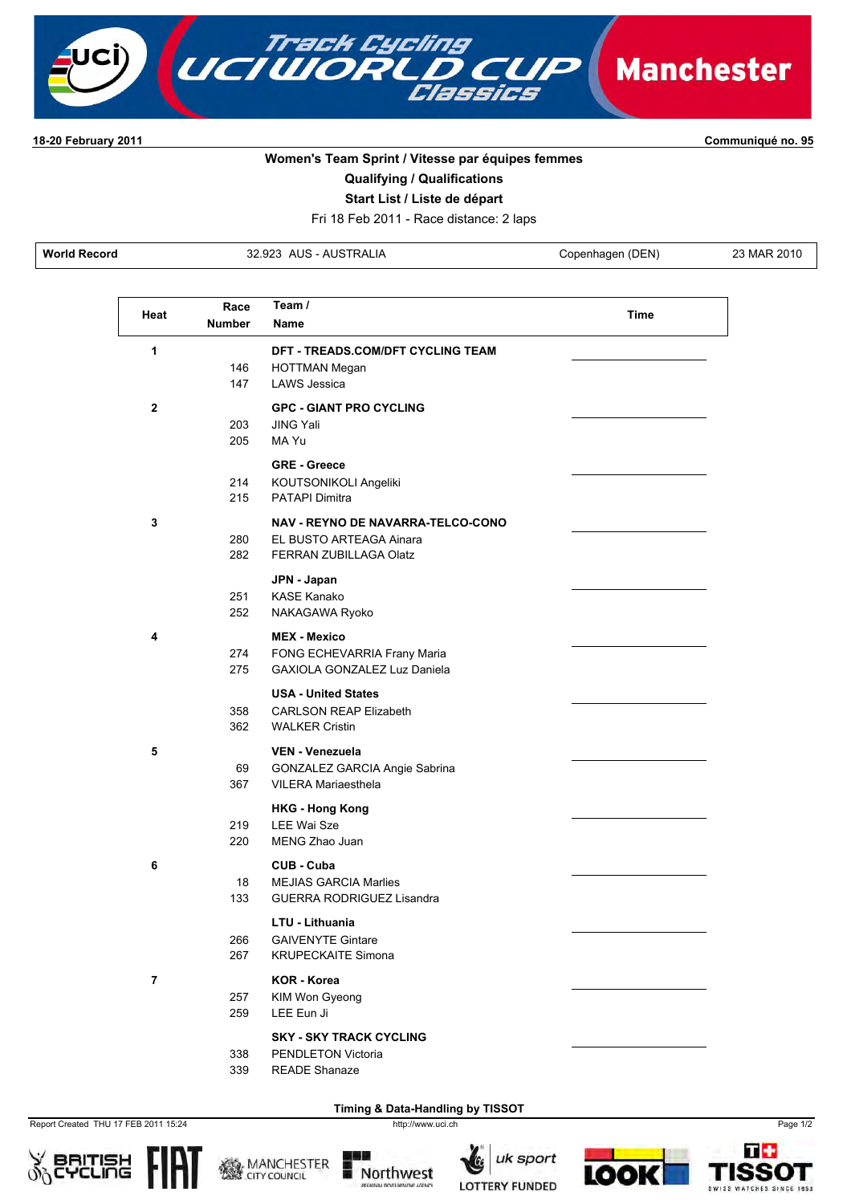# Track Cycling UCI World Cup Classics — Manchester

**18-20 February 2011** — **Communiqué no. 95**

## Women's Team Sprint / Vitesse par équipes femmes

### Qualifying / Qualifications

### Start List / Liste de départ

Fri 18 Feb 2011 - Race distance: 2 laps

| World Record | 32.923 AUS - AUSTRALIA | Copenhagen (DEN) | 23 MAR 2010 |
|---|---|---|---|

| Heat | Race Number | Team / Name | Time |
|---|---|---|---|
| 1 | | **DFT - TREADS.COM/DFT CYCLING TEAM** | |
| | 146 | HOTTMAN Megan | |
| | 147 | LAWS Jessica | |
| 2 | | **GPC - GIANT PRO CYCLING** | |
| | 203 | JING Yali | |
| | 205 | MA Yu | |
| | | **GRE - Greece** | |
| | 214 | KOUTSONIKOLI Angeliki | |
| | 215 | PATAPI Dimitra | |
| 3 | | **NAV - REYNO DE NAVARRA-TELCO-CONO** | |
| | 280 | EL BUSTO ARTEAGA Ainara | |
| | 282 | FERRAN ZUBILLAGA Olatz | |
| | | **JPN - Japan** | |
| | 251 | KASE Kanako | |
| | 252 | NAKAGAWA Ryoko | |
| 4 | | **MEX - Mexico** | |
| | 274 | FONG ECHEVARRIA Frany Maria | |
| | 275 | GAXIOLA GONZALEZ Luz Daniela | |
| | | **USA - United States** | |
| | 358 | CARLSON REAP Elizabeth | |
| | 362 | WALKER Cristin | |
| 5 | | **VEN - Venezuela** | |
| | 69 | GONZALEZ GARCIA Angie Sabrina | |
| | 367 | VILERA Mariaesthela | |
| | | **HKG - Hong Kong** | |
| | 219 | LEE Wai Sze | |
| | 220 | MENG Zhao Juan | |
| 6 | | **CUB - Cuba** | |
| | 18 | MEJIAS GARCIA Marlies | |
| | 133 | GUERRA RODRIGUEZ Lisandra | |
| | | **LTU - Lithuania** | |
| | 266 | GAIVENYTE Gintare | |
| | 267 | KRUPECKAITE Simona | |
| 7 | | **KOR - Korea** | |
| | 257 | KIM Won Gyeong | |
| | 259 | LEE Eun Ji | |
| | | **SKY - SKY TRACK CYCLING** | |
| | 338 | PENDLETON Victoria | |
| | 339 | READE Shanaze | |

**Timing & Data-Handling by TISSOT**

Report Created THU 17 FEB 2011 15:24

http://www.uci.ch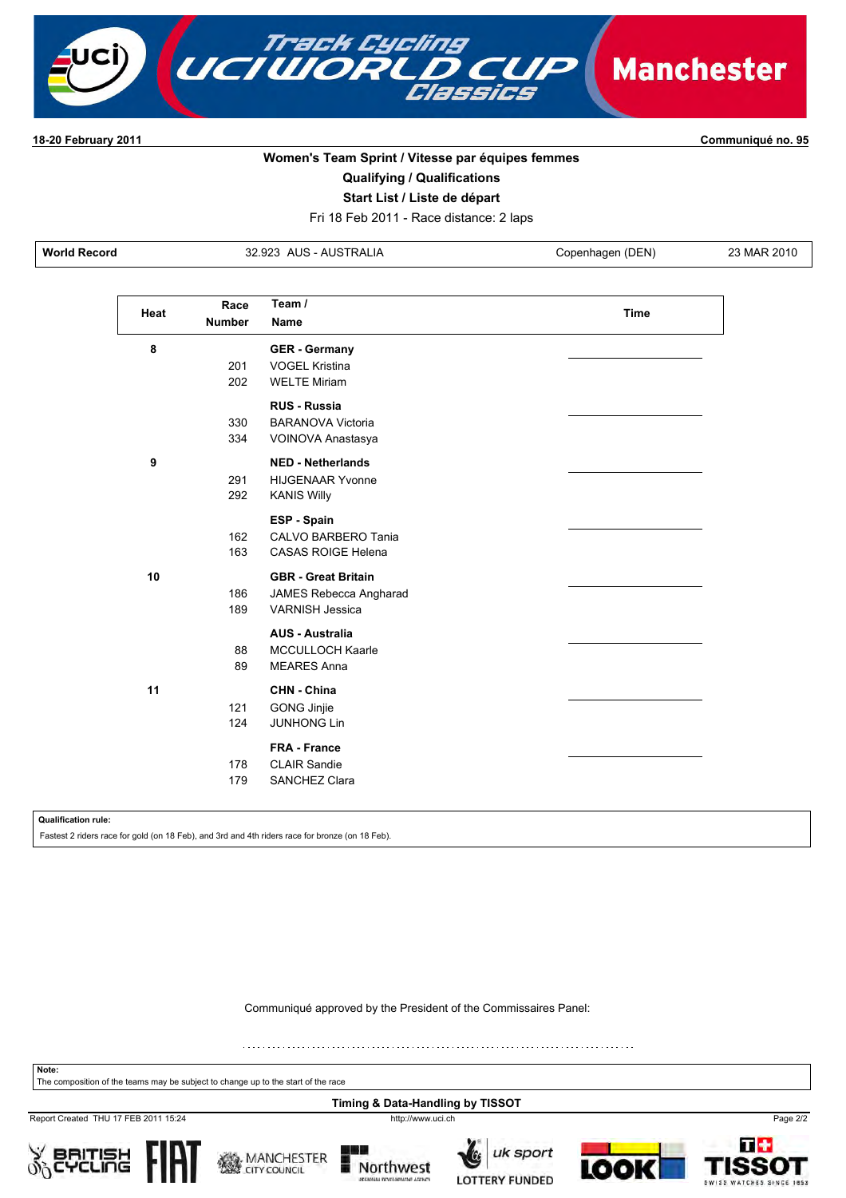18-20 February 2011 — Communiqué no. 95

**Women's Team Sprint / Vitesse par équipes femmes**

**Qualifying / Qualifications**

**Start List / Liste de départ**

Fri 18 Feb 2011 - Race distance: 2 laps

| World Record | 32.923 AUS - AUSTRALIA | Copenhagen (DEN) | 23 MAR 2010 |
|---|---|---|---|

| Heat | Race Number | Team / Name | Time |
|---|---|---|---|
| 8 | | **GER - Germany** | |
| | 201 | VOGEL Kristina | |
| | 202 | WELTE Miriam | |
| | | **RUS - Russia** | |
| | 330 | BARANOVA Victoria | |
| | 334 | VOINOVA Anastasya | |
| 9 | | **NED - Netherlands** | |
| | 291 | HIJGENAAR Yvonne | |
| | 292 | KANIS Willy | |
| | | **ESP - Spain** | |
| | 162 | CALVO BARBERO Tania | |
| | 163 | CASAS ROIGE Helena | |
| 10 | | **GBR - Great Britain** | |
| | 186 | JAMES Rebecca Angharad | |
| | 189 | VARNISH Jessica | |
| | | **AUS - Australia** | |
| | 88 | MCCULLOCH Kaarle | |
| | 89 | MEARES Anna | |
| 11 | | **CHN - China** | |
| | 121 | GONG Jinjie | |
| | 124 | JUNHONG Lin | |
| | | **FRA - France** | |
| | 178 | CLAIR Sandie | |
| | 179 | SANCHEZ Clara | |

**Qualification rule:**
Fastest 2 riders race for gold (on 18 Feb), and 3rd and 4th riders race for bronze (on 18 Feb).

Communiqué approved by the President of the Commissaires Panel:

..............................................................................

**Note:**
The composition of the teams may be subject to change up to the start of the race

**Timing & Data-Handling by TISSOT**

Report Created THU 17 FEB 2011 15:24 — http://www.uci.ch